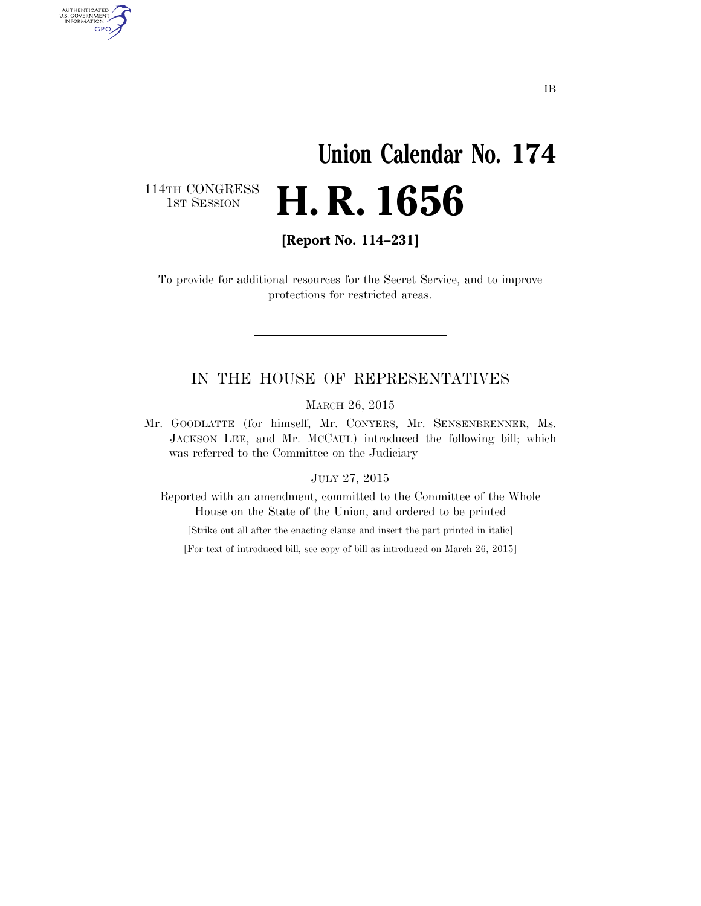IB

# Union Calendar No. 174

114TH CONGRESS
1ST SESSION

# H. R. 1656

**[Report No. 114–231]**

To provide for additional resources for the Secret Service, and to improve protections for restricted areas.

IN THE HOUSE OF REPRESENTATIVES

MARCH 26, 2015

Mr. GOODLATTE (for himself, Mr. CONYERS, Mr. SENSENBRENNER, Ms. JACKSON LEE, and Mr. MCCAUL) introduced the following bill; which was referred to the Committee on the Judiciary

JULY 27, 2015

Reported with an amendment, committed to the Committee of the Whole House on the State of the Union, and ordered to be printed

[Strike out all after the enacting clause and insert the part printed in italic]

[For text of introduced bill, see copy of bill as introduced on March 26, 2015]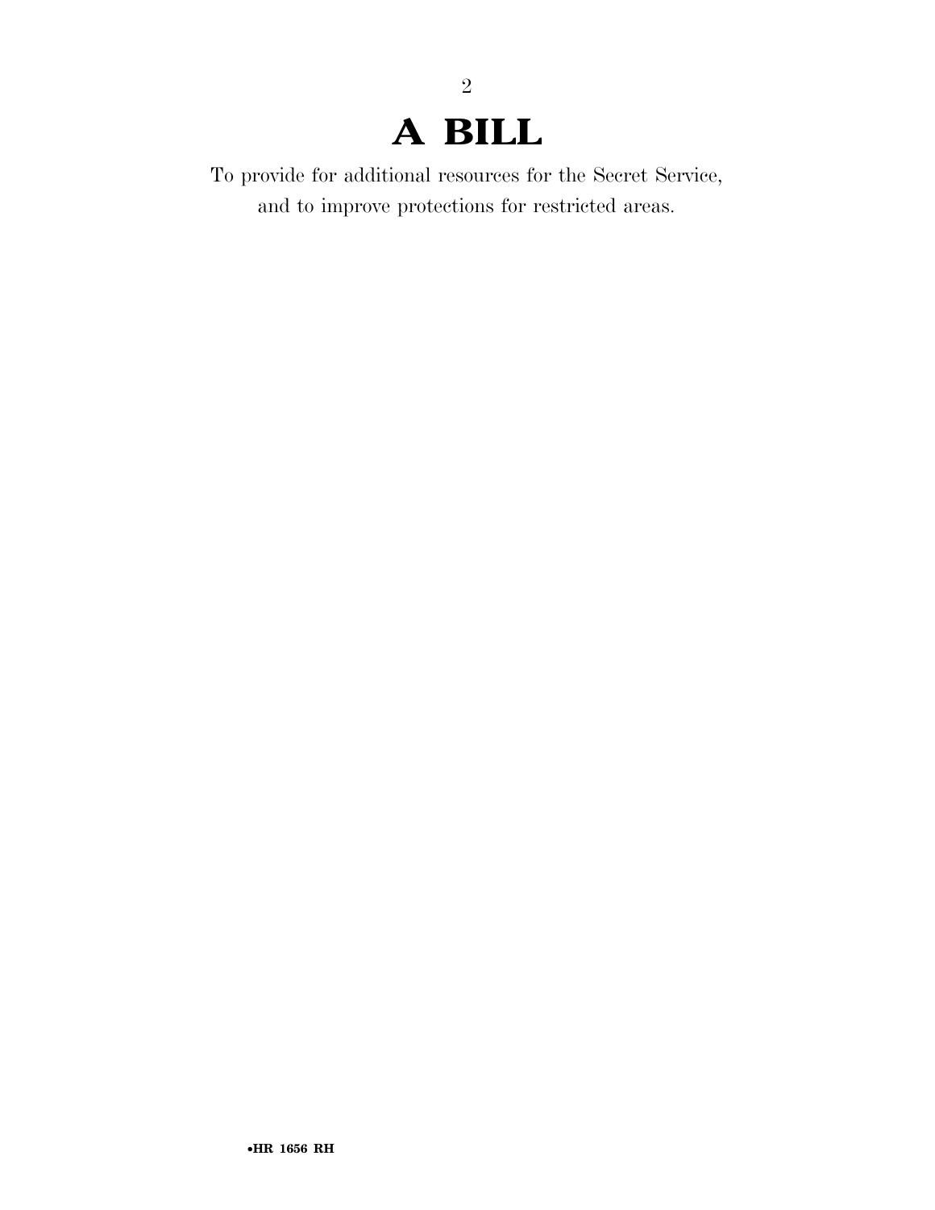# A BILL

To provide for additional resources for the Secret Service, and to improve protections for restricted areas.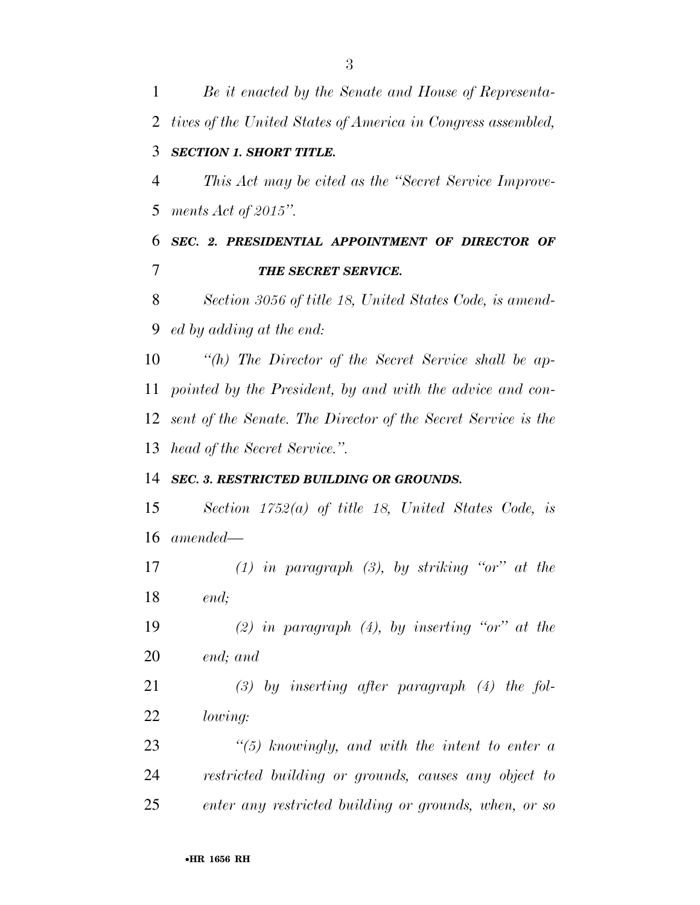*Be it enacted by the Senate and House of Representatives of the United States of America in Congress assembled,*

***SECTION 1. SHORT TITLE.***

*This Act may be cited as the "Secret Service Improvements Act of 2015".*

***SEC. 2. PRESIDENTIAL APPOINTMENT OF DIRECTOR OF THE SECRET SERVICE.***

*Section 3056 of title 18, United States Code, is amended by adding at the end:*

*"(h) The Director of the Secret Service shall be appointed by the President, by and with the advice and consent of the Senate. The Director of the Secret Service is the head of the Secret Service.".*

***SEC. 3. RESTRICTED BUILDING OR GROUNDS.***

*Section 1752(a) of title 18, United States Code, is amended—*

*(1) in paragraph (3), by striking "or" at the end;*

*(2) in paragraph (4), by inserting "or" at the end; and*

*(3) by inserting after paragraph (4) the following:*

*"(5) knowingly, and with the intent to enter a restricted building or grounds, causes any object to enter any restricted building or grounds, when, or so*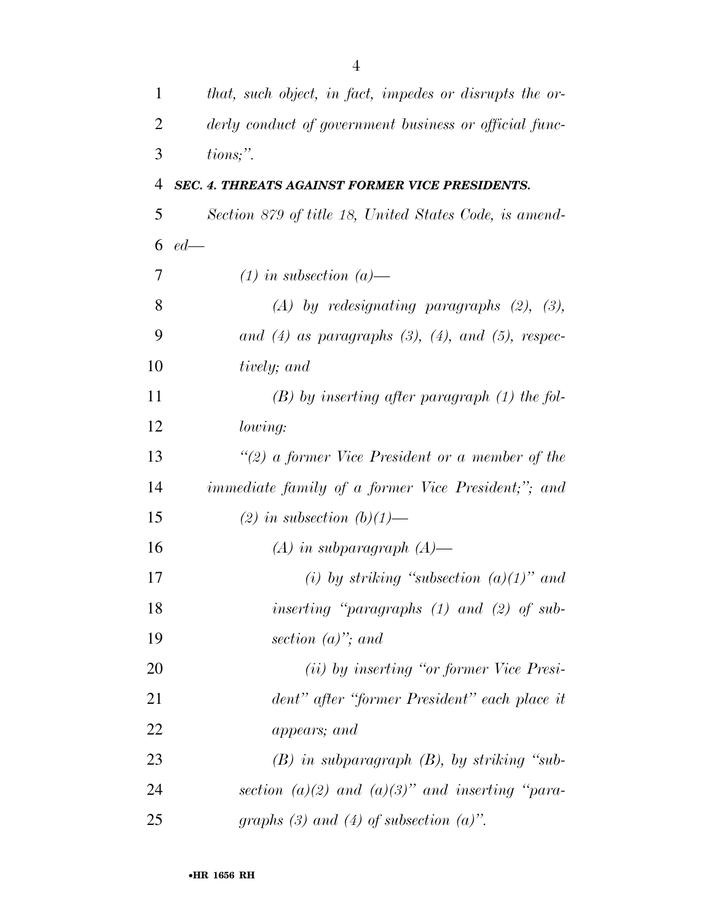*that, such object, in fact, impedes or disrupts the orderly conduct of government business or official functions;".*

***SEC. 4. THREATS AGAINST FORMER VICE PRESIDENTS.***

*Section 879 of title 18, United States Code, is amended—*

*(1) in subsection (a)—*

*(A) by redesignating paragraphs (2), (3), and (4) as paragraphs (3), (4), and (5), respectively; and*

*(B) by inserting after paragraph (1) the following:*

*"(2) a former Vice President or a member of the immediate family of a former Vice President;"; and*

*(2) in subsection (b)(1)—*

*(A) in subparagraph (A)—*

*(i) by striking "subsection (a)(1)" and inserting "paragraphs (1) and (2) of subsection (a)"; and*

*(ii) by inserting "or former Vice President" after "former President" each place it appears; and*

*(B) in subparagraph (B), by striking "subsection (a)(2) and (a)(3)" and inserting "paragraphs (3) and (4) of subsection (a)".*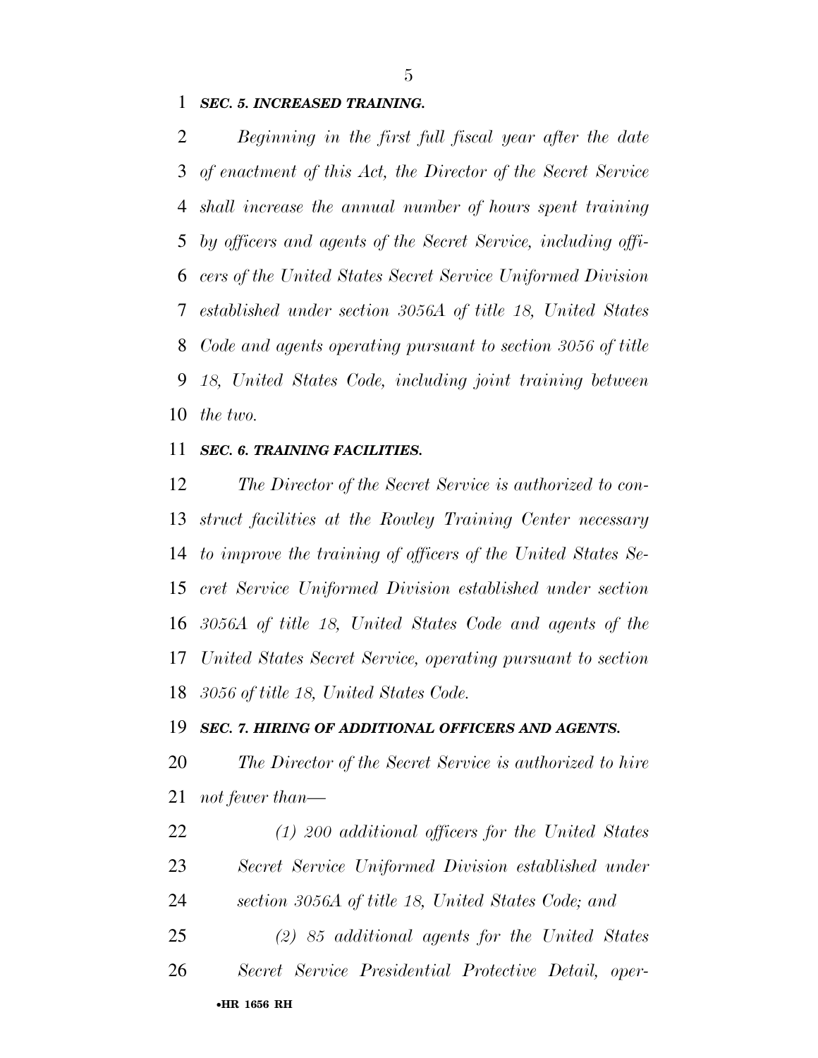***SEC. 5. INCREASED TRAINING.***

*Beginning in the first full fiscal year after the date of enactment of this Act, the Director of the Secret Service shall increase the annual number of hours spent training by officers and agents of the Secret Service, including officers of the United States Secret Service Uniformed Division established under section 3056A of title 18, United States Code and agents operating pursuant to section 3056 of title 18, United States Code, including joint training between the two.*

***SEC. 6. TRAINING FACILITIES.***

*The Director of the Secret Service is authorized to construct facilities at the Rowley Training Center necessary to improve the training of officers of the United States Secret Service Uniformed Division established under section 3056A of title 18, United States Code and agents of the United States Secret Service, operating pursuant to section 3056 of title 18, United States Code.*

***SEC. 7. HIRING OF ADDITIONAL OFFICERS AND AGENTS.***

*The Director of the Secret Service is authorized to hire not fewer than—*

*(1) 200 additional officers for the United States Secret Service Uniformed Division established under section 3056A of title 18, United States Code; and*

*(2) 85 additional agents for the United States Secret Service Presidential Protective Detail, oper-*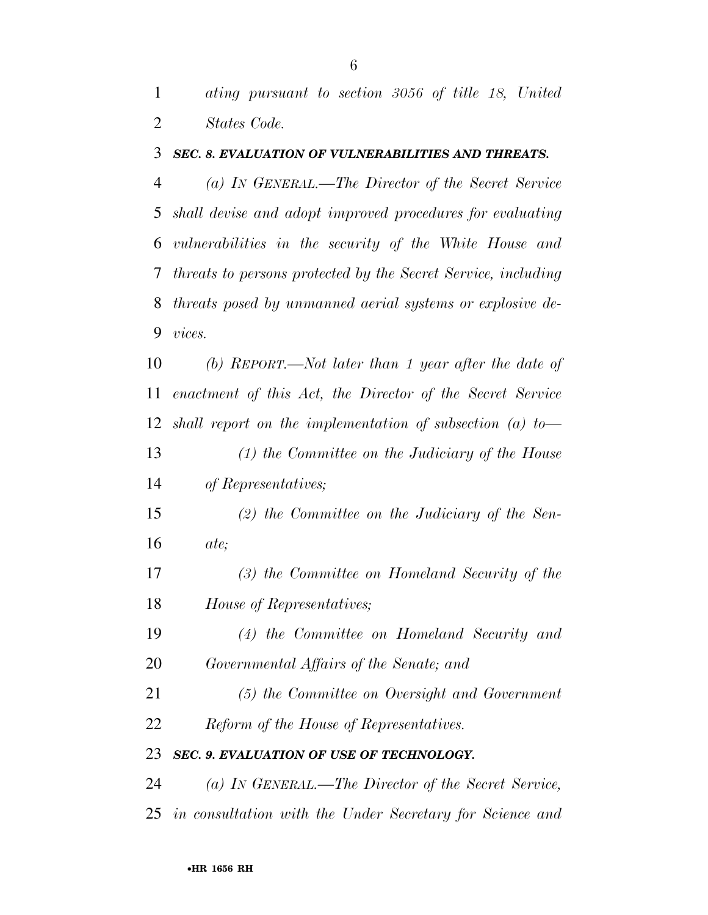*ating pursuant to section 3056 of title 18, United States Code.*

***SEC. 8. EVALUATION OF VULNERABILITIES AND THREATS.***

*(a) IN GENERAL.—The Director of the Secret Service shall devise and adopt improved procedures for evaluating vulnerabilities in the security of the White House and threats to persons protected by the Secret Service, including threats posed by unmanned aerial systems or explosive devices.*

*(b) REPORT.—Not later than 1 year after the date of enactment of this Act, the Director of the Secret Service shall report on the implementation of subsection (a) to—*

*(1) the Committee on the Judiciary of the House of Representatives;*

*(2) the Committee on the Judiciary of the Senate;*

*(3) the Committee on Homeland Security of the House of Representatives;*

*(4) the Committee on Homeland Security and Governmental Affairs of the Senate; and*

*(5) the Committee on Oversight and Government Reform of the House of Representatives.*

***SEC. 9. EVALUATION OF USE OF TECHNOLOGY.***

*(a) IN GENERAL.—The Director of the Secret Service, in consultation with the Under Secretary for Science and*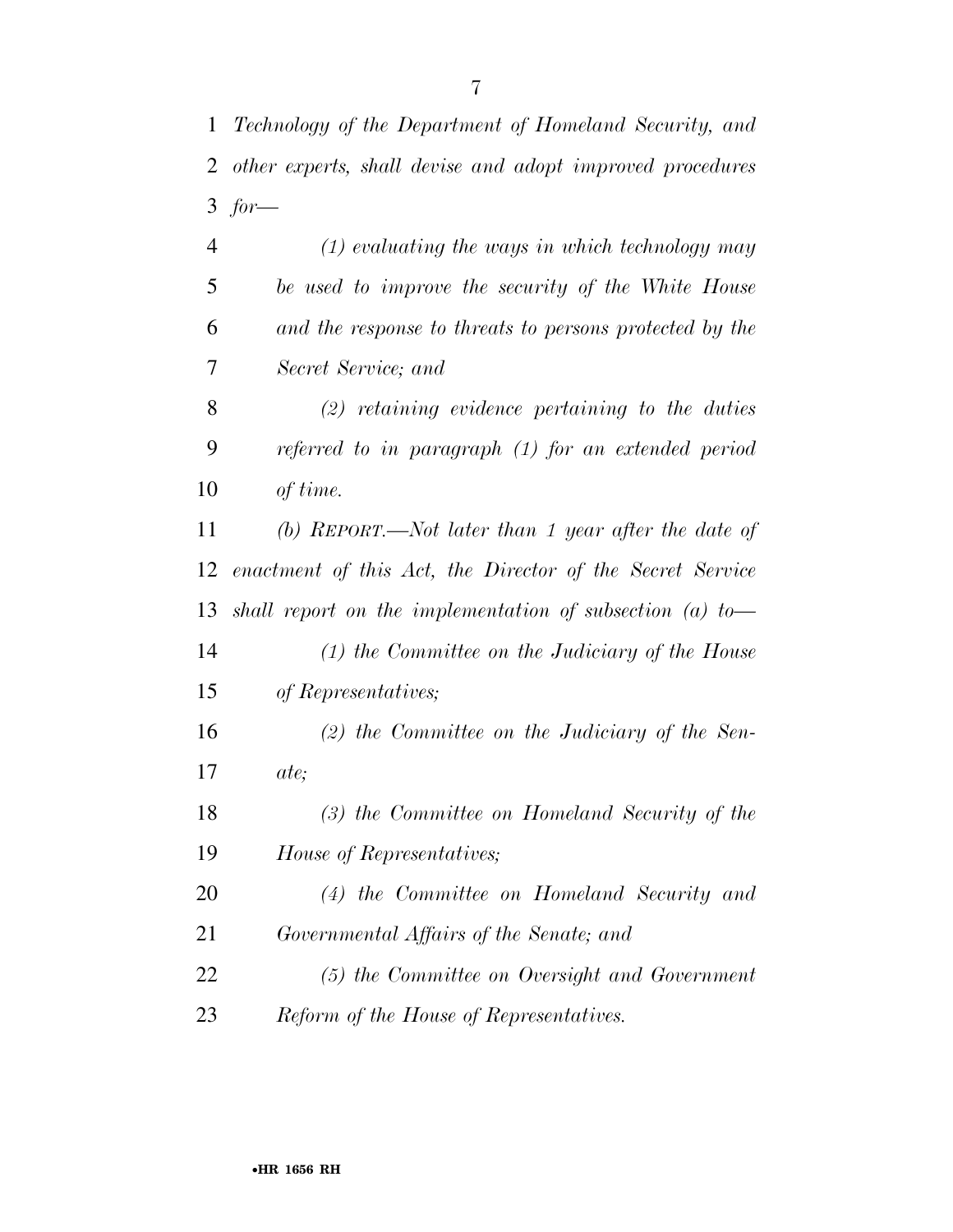*Technology of the Department of Homeland Security, and other experts, shall devise and adopt improved procedures for—*

*(1) evaluating the ways in which technology may be used to improve the security of the White House and the response to threats to persons protected by the Secret Service; and*

*(2) retaining evidence pertaining to the duties referred to in paragraph (1) for an extended period of time.*

*(b) REPORT.—Not later than 1 year after the date of enactment of this Act, the Director of the Secret Service shall report on the implementation of subsection (a) to—*

*(1) the Committee on the Judiciary of the House of Representatives;*

*(2) the Committee on the Judiciary of the Senate;*

*(3) the Committee on Homeland Security of the House of Representatives;*

*(4) the Committee on Homeland Security and Governmental Affairs of the Senate; and*

*(5) the Committee on Oversight and Government Reform of the House of Representatives.*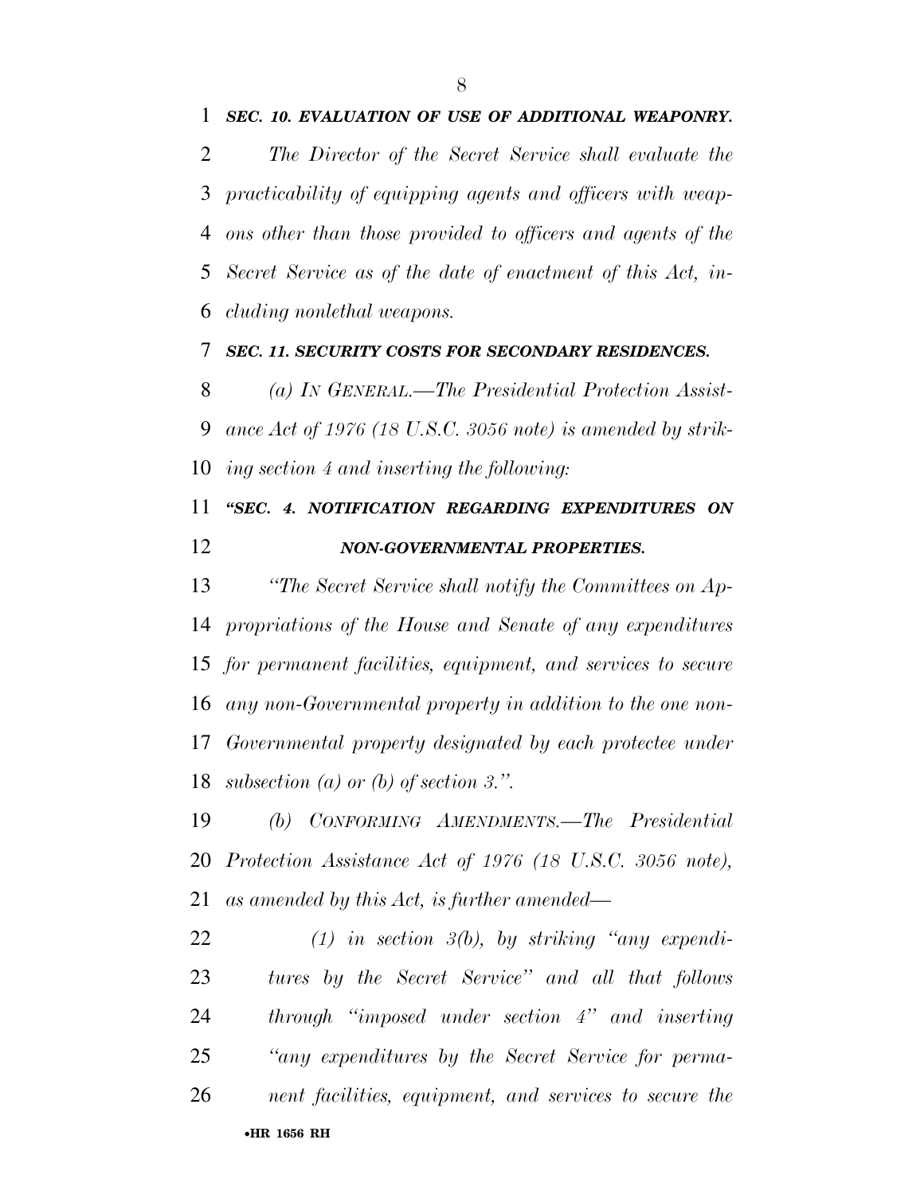***SEC. 10. EVALUATION OF USE OF ADDITIONAL WEAPONRY.***

*The Director of the Secret Service shall evaluate the practicability of equipping agents and officers with weapons other than those provided to officers and agents of the Secret Service as of the date of enactment of this Act, including nonlethal weapons.*

***SEC. 11. SECURITY COSTS FOR SECONDARY RESIDENCES.***

*(a) IN GENERAL.—The Presidential Protection Assistance Act of 1976 (18 U.S.C. 3056 note) is amended by striking section 4 and inserting the following:*

***"SEC. 4. NOTIFICATION REGARDING EXPENDITURES ON NON-GOVERNMENTAL PROPERTIES.***

*"The Secret Service shall notify the Committees on Appropriations of the House and Senate of any expenditures for permanent facilities, equipment, and services to secure any non-Governmental property in addition to the one non-Governmental property designated by each protectee under subsection (a) or (b) of section 3.".*

*(b) CONFORMING AMENDMENTS.—The Presidential Protection Assistance Act of 1976 (18 U.S.C. 3056 note), as amended by this Act, is further amended—*

*(1) in section 3(b), by striking "any expenditures by the Secret Service" and all that follows through "imposed under section 4" and inserting "any expenditures by the Secret Service for permanent facilities, equipment, and services to secure the*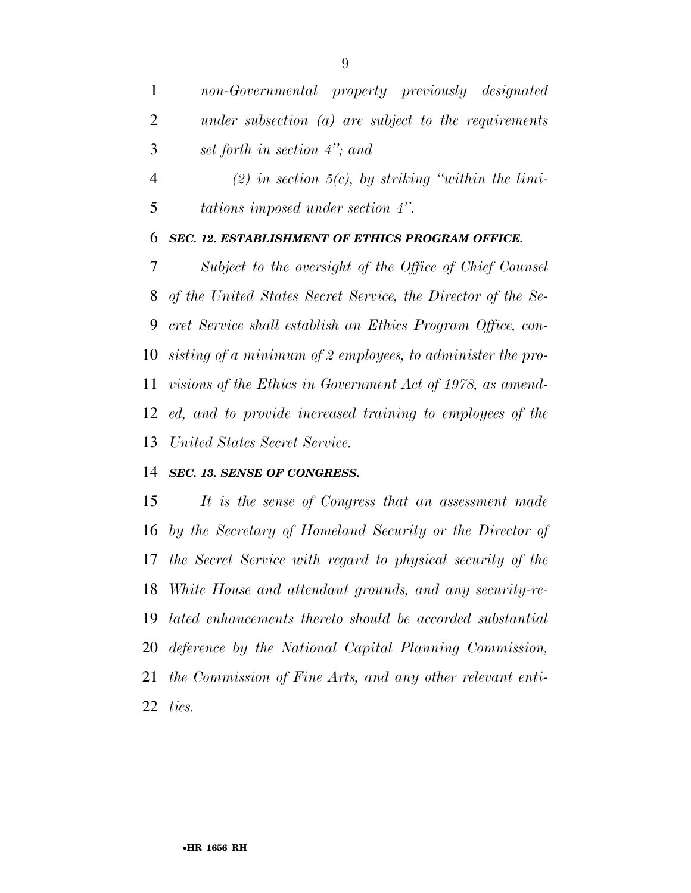*non-Governmental property previously designated under subsection (a) are subject to the requirements set forth in section 4''; and*

*(2) in section 5(c), by striking ''within the limitations imposed under section 4''.*

***SEC. 12. ESTABLISHMENT OF ETHICS PROGRAM OFFICE.***

*Subject to the oversight of the Office of Chief Counsel of the United States Secret Service, the Director of the Secret Service shall establish an Ethics Program Office, consisting of a minimum of 2 employees, to administer the provisions of the Ethics in Government Act of 1978, as amended, and to provide increased training to employees of the United States Secret Service.*

***SEC. 13. SENSE OF CONGRESS.***

*It is the sense of Congress that an assessment made by the Secretary of Homeland Security or the Director of the Secret Service with regard to physical security of the White House and attendant grounds, and any security-related enhancements thereto should be accorded substantial deference by the National Capital Planning Commission, the Commission of Fine Arts, and any other relevant entities.*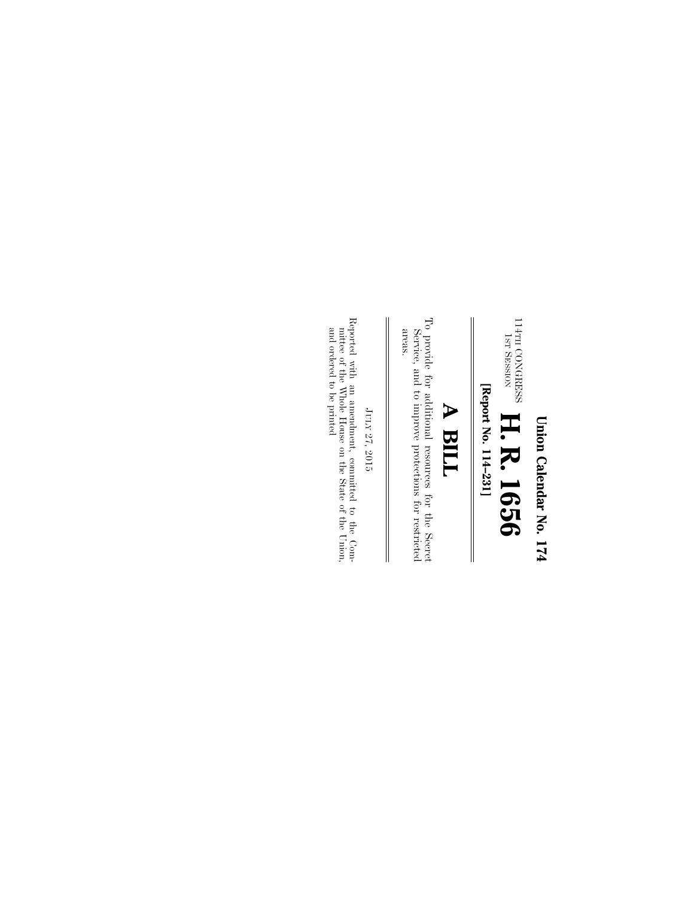**Union Calendar No. 174**

114TH CONGRESS
1ST SESSION

# H. R. 1656

**[Report No. 114–231]**

---

# A BILL

To provide for additional resources for the Secret Service, and to improve protections for restricted areas.

---

JULY 27, 2015

Reported with an amendment, committed to the Committee of the Whole House on the State of the Union, and ordered to be printed